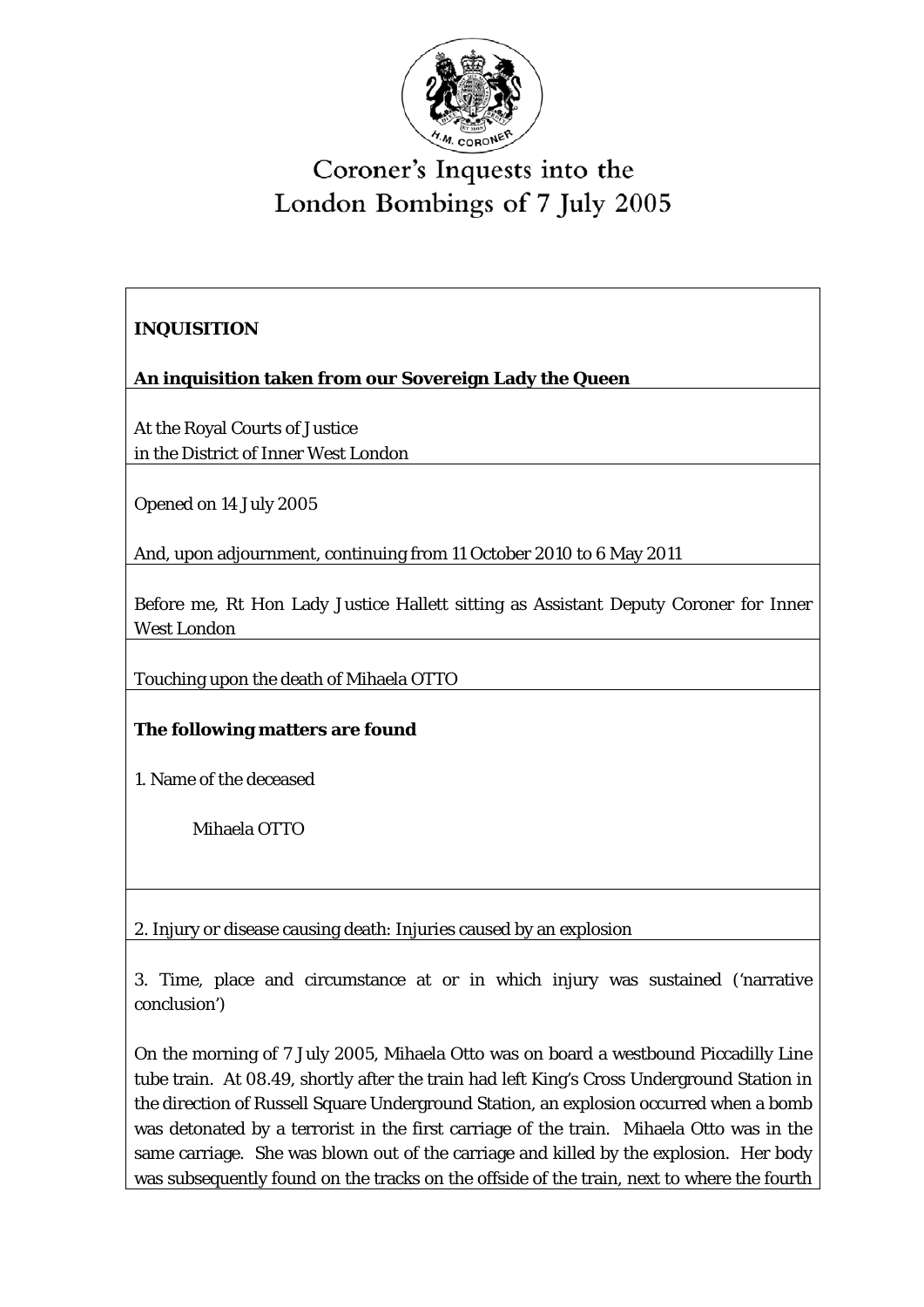# Coroner's Inquests into the London Bombings of 7 July 2005

**INQUISITION**

**An inquisition taken from our Sovereign Lady the Queen**

At the Royal Courts of Justice
in the District of Inner West London

Opened on 14 July 2005

And, upon adjournment, continuing from 11 October 2010 to 6 May 2011

Before me, Rt Hon Lady Justice Hallett sitting as Assistant Deputy Coroner for Inner West London

Touching upon the death of Mihaela OTTO

**The following matters are found**

1. Name of the deceased

Mihaela OTTO

2. Injury or disease causing death: Injuries caused by an explosion

3. Time, place and circumstance at or in which injury was sustained ('narrative conclusion')

On the morning of 7 July 2005, Mihaela Otto was on board a westbound Piccadilly Line tube train. At 08.49, shortly after the train had left King's Cross Underground Station in the direction of Russell Square Underground Station, an explosion occurred when a bomb was detonated by a terrorist in the first carriage of the train. Mihaela Otto was in the same carriage. She was blown out of the carriage and killed by the explosion. Her body was subsequently found on the tracks on the offside of the train, next to where the fourth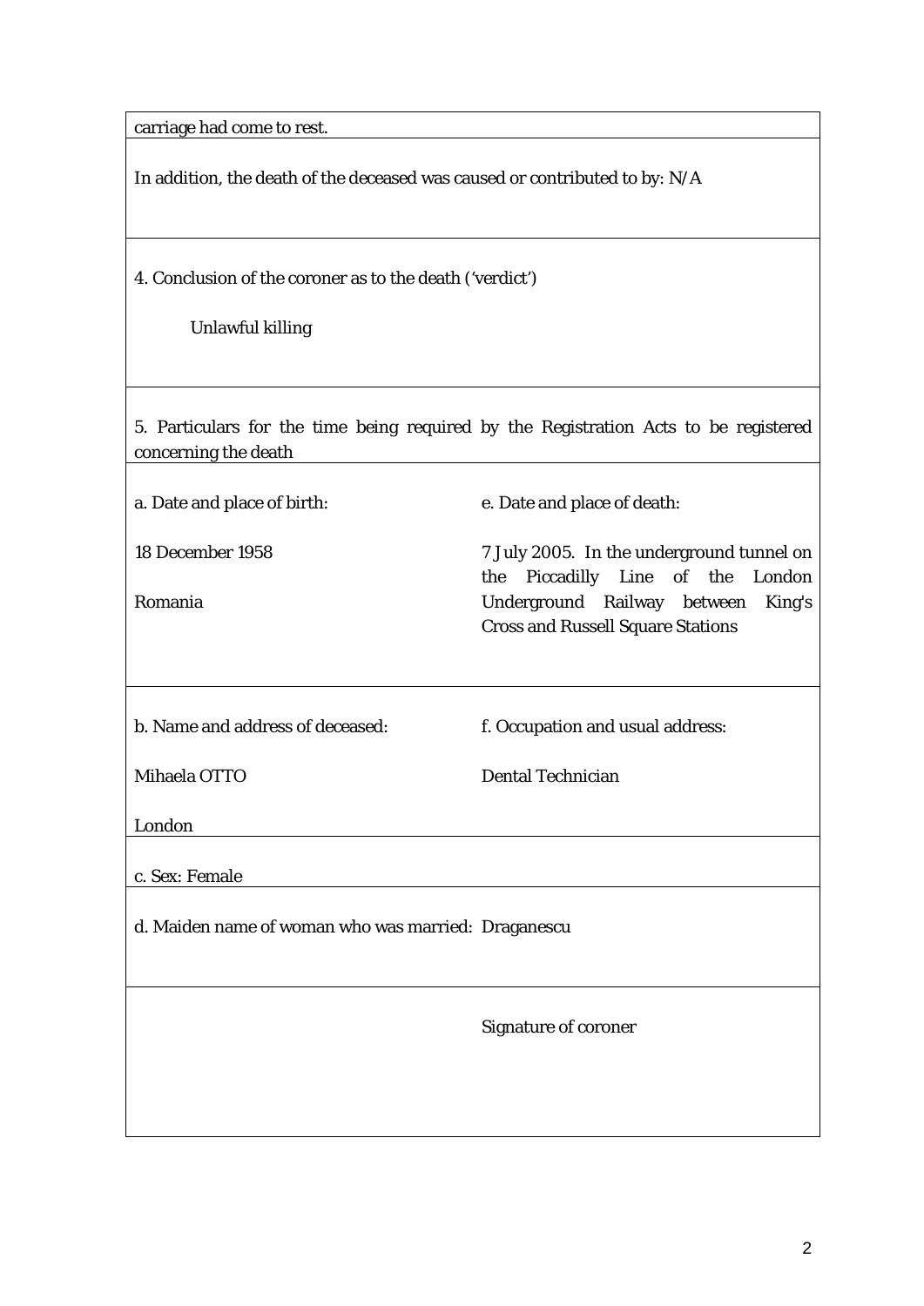carriage had come to rest.

In addition, the death of the deceased was caused or contributed to by: N/A

4. Conclusion of the coroner as to the death ('verdict')

Unlawful killing

5. Particulars for the time being required by the Registration Acts to be registered concerning the death

| | |
|---|---|
| a. Date and place of birth:<br><br>18 December 1958<br><br>Romania | e. Date and place of death:<br><br>7 July 2005. In the underground tunnel on the Piccadilly Line of the London Underground Railway between King's Cross and Russell Square Stations |
| b. Name and address of deceased:<br><br>Mihaela OTTO<br><br>London | f. Occupation and usual address:<br><br>Dental Technician |
| c. Sex: Female | |
| d. Maiden name of woman who was married: | Draganescu |
| | Signature of coroner |